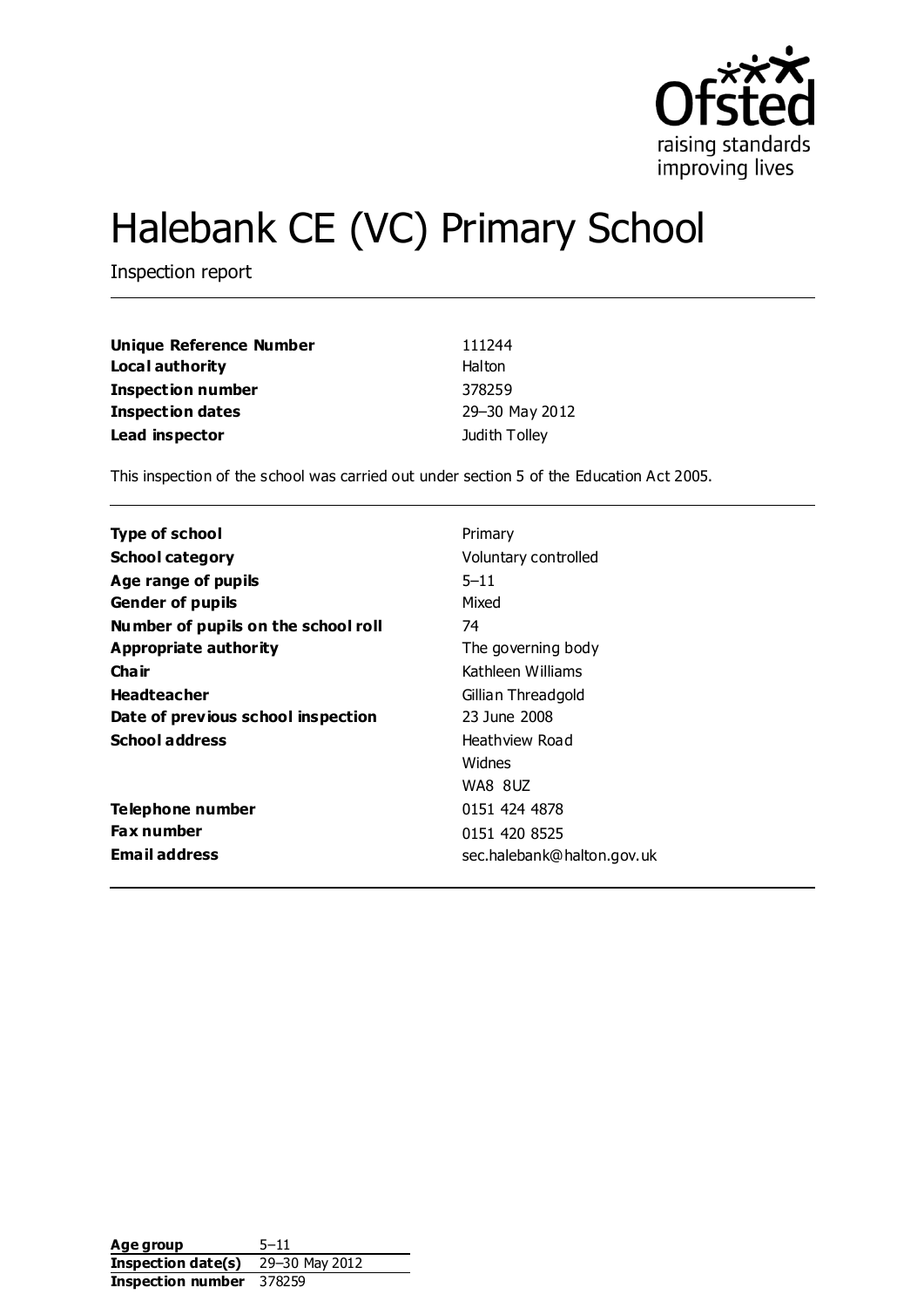# Halebank CE (VC) Primary School

Inspection report

| | |
|---|---|
| **Unique Reference Number** | 111244 |
| **Local authority** | Halton |
| **Inspection number** | 378259 |
| **Inspection dates** | 29–30 May 2012 |
| **Lead inspector** | Judith Tolley |

This inspection of the school was carried out under section 5 of the Education Act 2005.

| | |
|---|---|
| **Type of school** | Primary |
| **School category** | Voluntary controlled |
| **Age range of pupils** | 5–11 |
| **Gender of pupils** | Mixed |
| **Number of pupils on the school roll** | 74 |
| **Appropriate authority** | The governing body |
| **Chair** | Kathleen Williams |
| **Headteacher** | Gillian Threadgold |
| **Date of previous school inspection** | 23 June 2008 |
| **School address** | Heathview Road<br>Widnes<br>WA8 8UZ |
| **Telephone number** | 0151 424 4878 |
| **Fax number** | 0151 420 8525 |
| **Email address** | sec.halebank@halton.gov.uk |

| | |
|---|---|
| **Age group** | 5–11 |
| **Inspection date(s)** | 29–30 May 2012 |
| **Inspection number** | 378259 |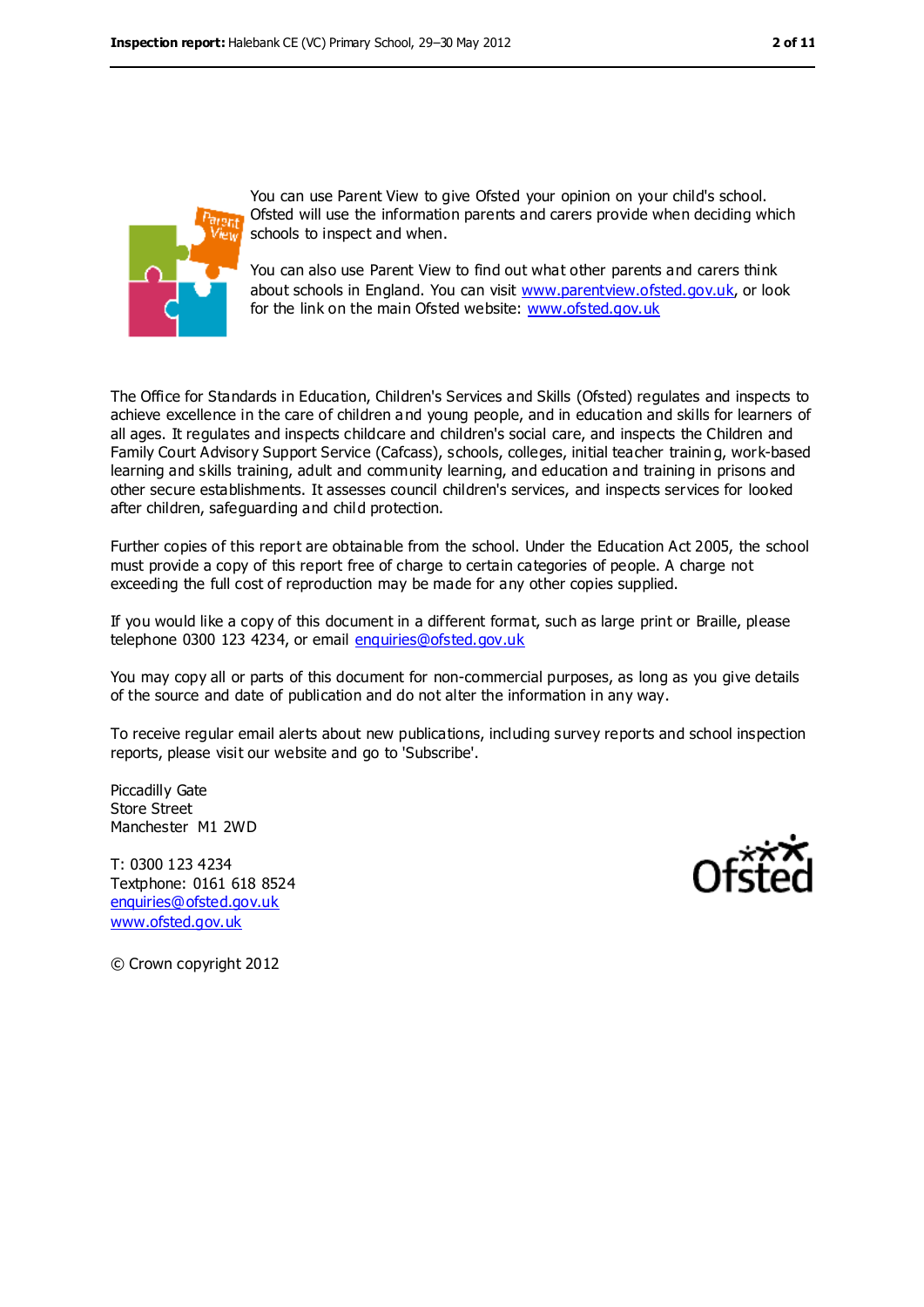You can use Parent View to give Ofsted your opinion on your child's school. Ofsted will use the information parents and carers provide when deciding which schools to inspect and when.

You can also use Parent View to find out what other parents and carers think about schools in England. You can visit www.parentview.ofsted.gov.uk, or look for the link on the main Ofsted website: www.ofsted.gov.uk

The Office for Standards in Education, Children's Services and Skills (Ofsted) regulates and inspects to achieve excellence in the care of children and young people, and in education and skills for learners of all ages. It regulates and inspects childcare and children's social care, and inspects the Children and Family Court Advisory Support Service (Cafcass), schools, colleges, initial teacher training, work-based learning and skills training, adult and community learning, and education and training in prisons and other secure establishments. It assesses council children's services, and inspects services for looked after children, safeguarding and child protection.

Further copies of this report are obtainable from the school. Under the Education Act 2005, the school must provide a copy of this report free of charge to certain categories of people. A charge not exceeding the full cost of reproduction may be made for any other copies supplied.

If you would like a copy of this document in a different format, such as large print or Braille, please telephone 0300 123 4234, or email enquiries@ofsted.gov.uk

You may copy all or parts of this document for non-commercial purposes, as long as you give details of the source and date of publication and do not alter the information in any way.

To receive regular email alerts about new publications, including survey reports and school inspection reports, please visit our website and go to 'Subscribe'.

Piccadilly Gate  
Store Street  
Manchester M1 2WD

T: 0300 123 4234  
Textphone: 0161 618 8524  
enquiries@ofsted.gov.uk  
www.ofsted.gov.uk

© Crown copyright 2012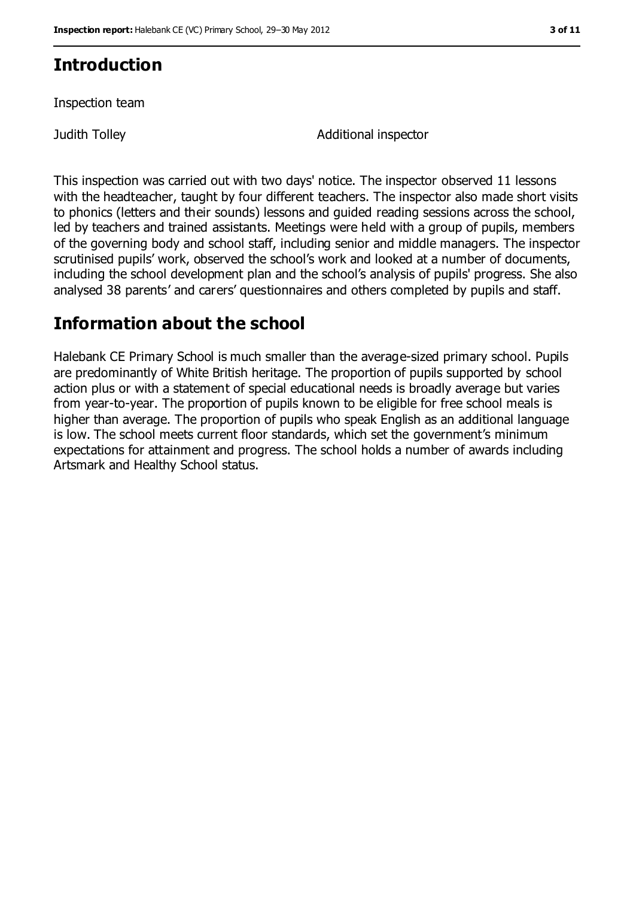## Introduction

Inspection team

| Judith Tolley | Additional inspector |
|---|---|

This inspection was carried out with two days' notice. The inspector observed 11 lessons with the headteacher, taught by four different teachers. The inspector also made short visits to phonics (letters and their sounds) lessons and guided reading sessions across the school, led by teachers and trained assistants. Meetings were held with a group of pupils, members of the governing body and school staff, including senior and middle managers. The inspector scrutinised pupils' work, observed the school's work and looked at a number of documents, including the school development plan and the school's analysis of pupils' progress. She also analysed 38 parents' and carers' questionnaires and others completed by pupils and staff.

## Information about the school

Halebank CE Primary School is much smaller than the average-sized primary school. Pupils are predominantly of White British heritage. The proportion of pupils supported by school action plus or with a statement of special educational needs is broadly average but varies from year-to-year. The proportion of pupils known to be eligible for free school meals is higher than average. The proportion of pupils who speak English as an additional language is low. The school meets current floor standards, which set the government's minimum expectations for attainment and progress. The school holds a number of awards including Artsmark and Healthy School status.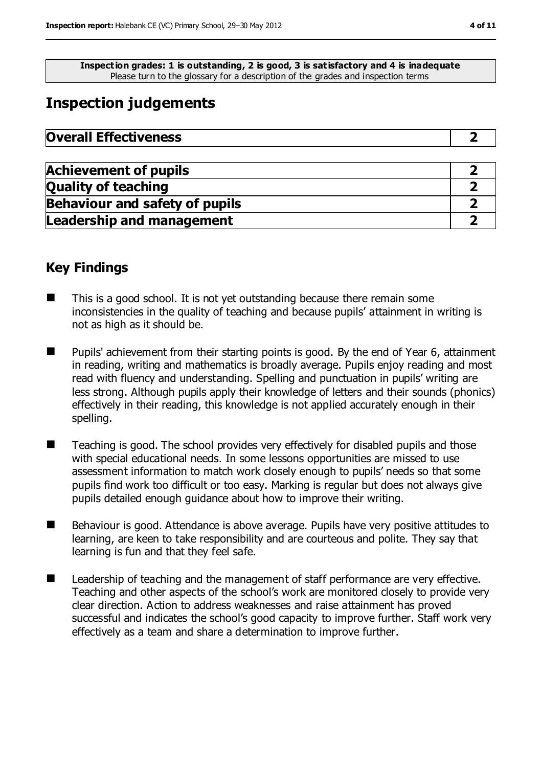**Inspection grades: 1 is outstanding, 2 is good, 3 is satisfactory and 4 is inadequate**
Please turn to the glossary for a description of the grades and inspection terms

# Inspection judgements

| **Overall Effectiveness** | **2** |
|---|---|

| | |
|---|---|
| **Achievement of pupils** | **2** |
| **Quality of teaching** | **2** |
| **Behaviour and safety of pupils** | **2** |
| **Leadership and management** | **2** |

## Key Findings

- This is a good school. It is not yet outstanding because there remain some inconsistencies in the quality of teaching and because pupils' attainment in writing is not as high as it should be.
- Pupils' achievement from their starting points is good. By the end of Year 6, attainment in reading, writing and mathematics is broadly average. Pupils enjoy reading and most read with fluency and understanding. Spelling and punctuation in pupils' writing are less strong. Although pupils apply their knowledge of letters and their sounds (phonics) effectively in their reading, this knowledge is not applied accurately enough in their spelling.
- Teaching is good. The school provides very effectively for disabled pupils and those with special educational needs. In some lessons opportunities are missed to use assessment information to match work closely enough to pupils' needs so that some pupils find work too difficult or too easy. Marking is regular but does not always give pupils detailed enough guidance about how to improve their writing.
- Behaviour is good. Attendance is above average. Pupils have very positive attitudes to learning, are keen to take responsibility and are courteous and polite. They say that learning is fun and that they feel safe.
- Leadership of teaching and the management of staff performance are very effective. Teaching and other aspects of the school's work are monitored closely to provide very clear direction. Action to address weaknesses and raise attainment has proved successful and indicates the school's good capacity to improve further. Staff work very effectively as a team and share a determination to improve further.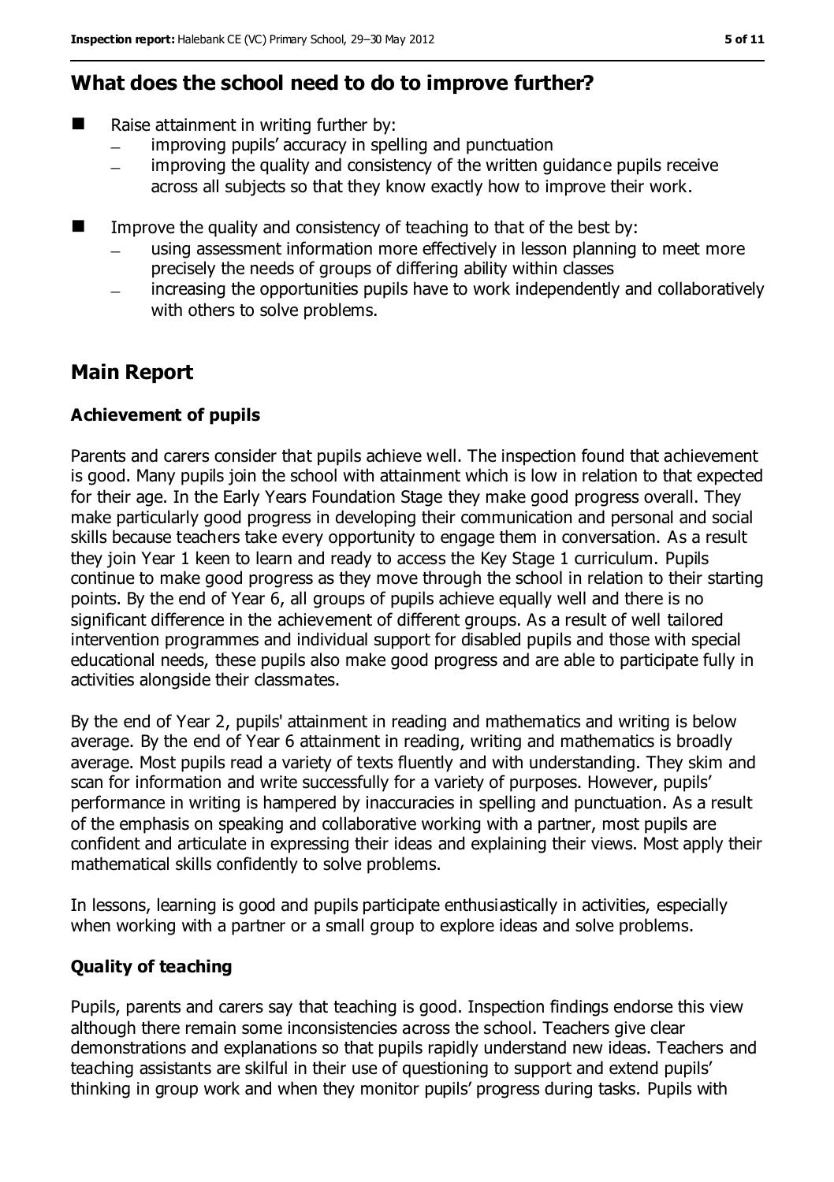## What does the school need to do to improve further?

- Raise attainment in writing further by:
  - improving pupils' accuracy in spelling and punctuation
  - improving the quality and consistency of the written guidance pupils receive across all subjects so that they know exactly how to improve their work.
- Improve the quality and consistency of teaching to that of the best by:
  - using assessment information more effectively in lesson planning to meet more precisely the needs of groups of differing ability within classes
  - increasing the opportunities pupils have to work independently and collaboratively with others to solve problems.

## Main Report

### Achievement of pupils

Parents and carers consider that pupils achieve well. The inspection found that achievement is good. Many pupils join the school with attainment which is low in relation to that expected for their age. In the Early Years Foundation Stage they make good progress overall. They make particularly good progress in developing their communication and personal and social skills because teachers take every opportunity to engage them in conversation. As a result they join Year 1 keen to learn and ready to access the Key Stage 1 curriculum. Pupils continue to make good progress as they move through the school in relation to their starting points. By the end of Year 6, all groups of pupils achieve equally well and there is no significant difference in the achievement of different groups. As a result of well tailored intervention programmes and individual support for disabled pupils and those with special educational needs, these pupils also make good progress and are able to participate fully in activities alongside their classmates.

By the end of Year 2, pupils' attainment in reading and mathematics and writing is below average. By the end of Year 6 attainment in reading, writing and mathematics is broadly average. Most pupils read a variety of texts fluently and with understanding. They skim and scan for information and write successfully for a variety of purposes. However, pupils' performance in writing is hampered by inaccuracies in spelling and punctuation. As a result of the emphasis on speaking and collaborative working with a partner, most pupils are confident and articulate in expressing their ideas and explaining their views. Most apply their mathematical skills confidently to solve problems.

In lessons, learning is good and pupils participate enthusiastically in activities, especially when working with a partner or a small group to explore ideas and solve problems.

### Quality of teaching

Pupils, parents and carers say that teaching is good. Inspection findings endorse this view although there remain some inconsistencies across the school. Teachers give clear demonstrations and explanations so that pupils rapidly understand new ideas. Teachers and teaching assistants are skilful in their use of questioning to support and extend pupils' thinking in group work and when they monitor pupils' progress during tasks. Pupils with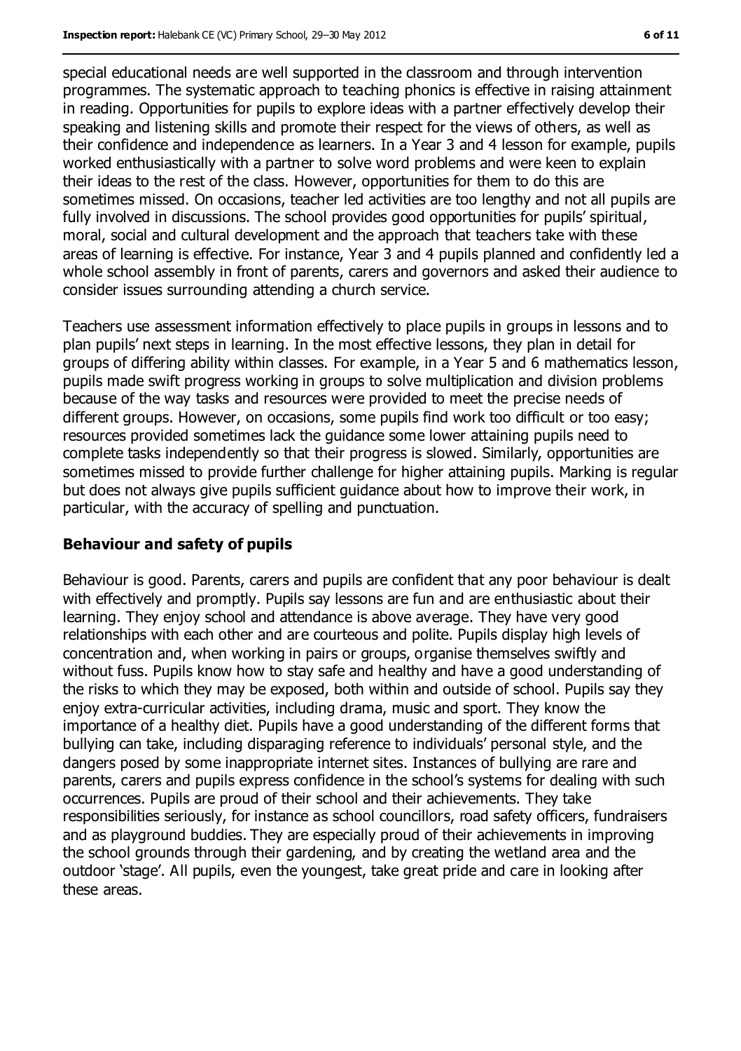special educational needs are well supported in the classroom and through intervention programmes. The systematic approach to teaching phonics is effective in raising attainment in reading. Opportunities for pupils to explore ideas with a partner effectively develop their speaking and listening skills and promote their respect for the views of others, as well as their confidence and independence as learners. In a Year 3 and 4 lesson for example, pupils worked enthusiastically with a partner to solve word problems and were keen to explain their ideas to the rest of the class. However, opportunities for them to do this are sometimes missed. On occasions, teacher led activities are too lengthy and not all pupils are fully involved in discussions. The school provides good opportunities for pupils' spiritual, moral, social and cultural development and the approach that teachers take with these areas of learning is effective. For instance, Year 3 and 4 pupils planned and confidently led a whole school assembly in front of parents, carers and governors and asked their audience to consider issues surrounding attending a church service.

Teachers use assessment information effectively to place pupils in groups in lessons and to plan pupils' next steps in learning. In the most effective lessons, they plan in detail for groups of differing ability within classes. For example, in a Year 5 and 6 mathematics lesson, pupils made swift progress working in groups to solve multiplication and division problems because of the way tasks and resources were provided to meet the precise needs of different groups. However, on occasions, some pupils find work too difficult or too easy; resources provided sometimes lack the guidance some lower attaining pupils need to complete tasks independently so that their progress is slowed. Similarly, opportunities are sometimes missed to provide further challenge for higher attaining pupils. Marking is regular but does not always give pupils sufficient guidance about how to improve their work, in particular, with the accuracy of spelling and punctuation.

### Behaviour and safety of pupils

Behaviour is good. Parents, carers and pupils are confident that any poor behaviour is dealt with effectively and promptly. Pupils say lessons are fun and are enthusiastic about their learning. They enjoy school and attendance is above average. They have very good relationships with each other and are courteous and polite. Pupils display high levels of concentration and, when working in pairs or groups, organise themselves swiftly and without fuss. Pupils know how to stay safe and healthy and have a good understanding of the risks to which they may be exposed, both within and outside of school. Pupils say they enjoy extra-curricular activities, including drama, music and sport. They know the importance of a healthy diet. Pupils have a good understanding of the different forms that bullying can take, including disparaging reference to individuals' personal style, and the dangers posed by some inappropriate internet sites. Instances of bullying are rare and parents, carers and pupils express confidence in the school's systems for dealing with such occurrences. Pupils are proud of their school and their achievements. They take responsibilities seriously, for instance as school councillors, road safety officers, fundraisers and as playground buddies. They are especially proud of their achievements in improving the school grounds through their gardening, and by creating the wetland area and the outdoor 'stage'. All pupils, even the youngest, take great pride and care in looking after these areas.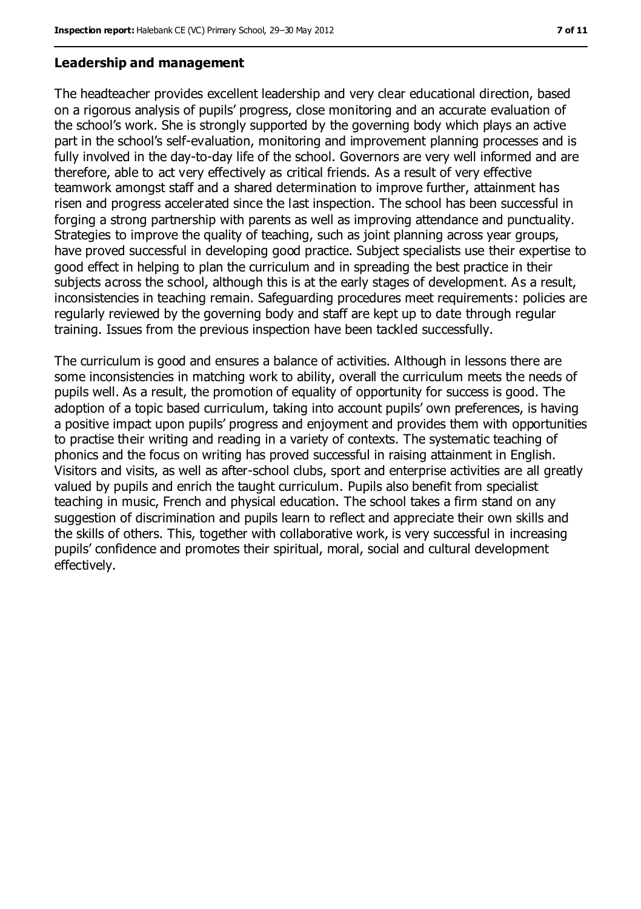### Leadership and management

The headteacher provides excellent leadership and very clear educational direction, based on a rigorous analysis of pupils' progress, close monitoring and an accurate evaluation of the school's work. She is strongly supported by the governing body which plays an active part in the school's self-evaluation, monitoring and improvement planning processes and is fully involved in the day-to-day life of the school. Governors are very well informed and are therefore, able to act very effectively as critical friends. As a result of very effective teamwork amongst staff and a shared determination to improve further, attainment has risen and progress accelerated since the last inspection. The school has been successful in forging a strong partnership with parents as well as improving attendance and punctuality. Strategies to improve the quality of teaching, such as joint planning across year groups, have proved successful in developing good practice. Subject specialists use their expertise to good effect in helping to plan the curriculum and in spreading the best practice in their subjects across the school, although this is at the early stages of development. As a result, inconsistencies in teaching remain. Safeguarding procedures meet requirements: policies are regularly reviewed by the governing body and staff are kept up to date through regular training. Issues from the previous inspection have been tackled successfully.

The curriculum is good and ensures a balance of activities. Although in lessons there are some inconsistencies in matching work to ability, overall the curriculum meets the needs of pupils well. As a result, the promotion of equality of opportunity for success is good. The adoption of a topic based curriculum, taking into account pupils' own preferences, is having a positive impact upon pupils' progress and enjoyment and provides them with opportunities to practise their writing and reading in a variety of contexts. The systematic teaching of phonics and the focus on writing has proved successful in raising attainment in English. Visitors and visits, as well as after-school clubs, sport and enterprise activities are all greatly valued by pupils and enrich the taught curriculum. Pupils also benefit from specialist teaching in music, French and physical education. The school takes a firm stand on any suggestion of discrimination and pupils learn to reflect and appreciate their own skills and the skills of others. This, together with collaborative work, is very successful in increasing pupils' confidence and promotes their spiritual, moral, social and cultural development effectively.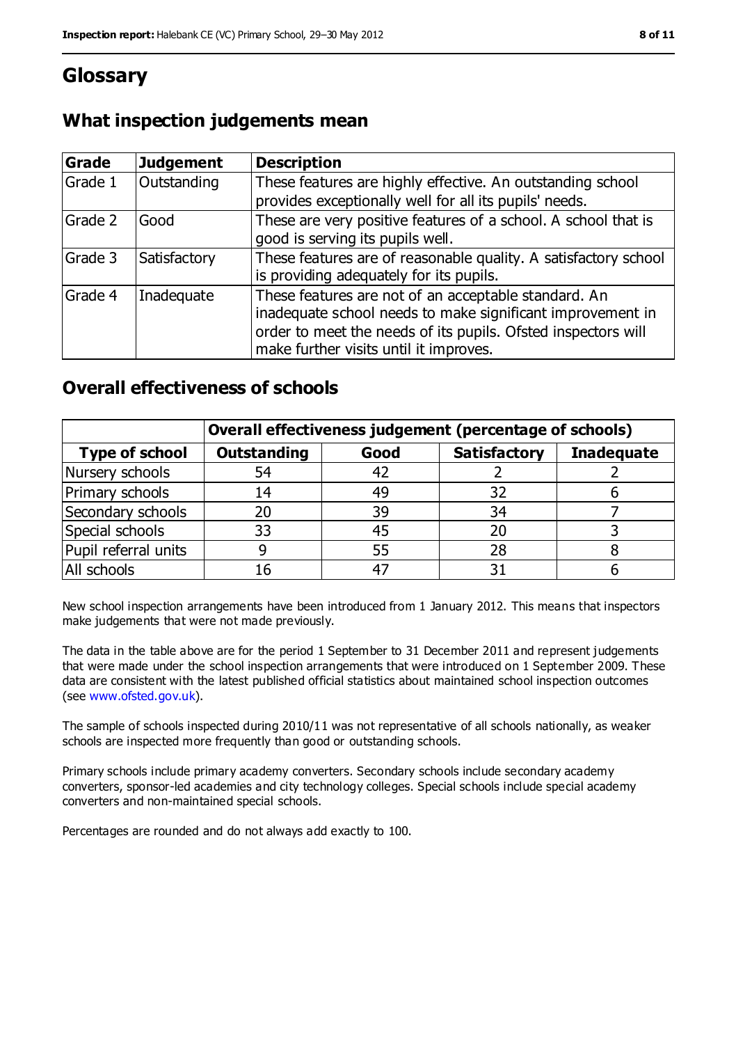# Glossary

## What inspection judgements mean

| Grade | Judgement | Description |
|---|---|---|
| Grade 1 | Outstanding | These features are highly effective. An outstanding school provides exceptionally well for all its pupils' needs. |
| Grade 2 | Good | These are very positive features of a school. A school that is good is serving its pupils well. |
| Grade 3 | Satisfactory | These features are of reasonable quality. A satisfactory school is providing adequately for its pupils. |
| Grade 4 | Inadequate | These features are not of an acceptable standard. An inadequate school needs to make significant improvement in order to meet the needs of its pupils. Ofsted inspectors will make further visits until it improves. |

## Overall effectiveness of schools

| | Overall effectiveness judgement (percentage of schools) | | | |
|---|---|---|---|---|
| **Type of school** | **Outstanding** | **Good** | **Satisfactory** | **Inadequate** |
| Nursery schools | 54 | 42 | 2 | 2 |
| Primary schools | 14 | 49 | 32 | 6 |
| Secondary schools | 20 | 39 | 34 | 7 |
| Special schools | 33 | 45 | 20 | 3 |
| Pupil referral units | 9 | 55 | 28 | 8 |
| All schools | 16 | 47 | 31 | 6 |

New school inspection arrangements have been introduced from 1 January 2012. This means that inspectors make judgements that were not made previously.

The data in the table above are for the period 1 September to 31 December 2011 and represent judgements that were made under the school inspection arrangements that were introduced on 1 September 2009. These data are consistent with the latest published official statistics about maintained school inspection outcomes (see www.ofsted.gov.uk).

The sample of schools inspected during 2010/11 was not representative of all schools nationally, as weaker schools are inspected more frequently than good or outstanding schools.

Primary schools include primary academy converters. Secondary schools include secondary academy converters, sponsor-led academies and city technology colleges. Special schools include special academy converters and non-maintained special schools.

Percentages are rounded and do not always add exactly to 100.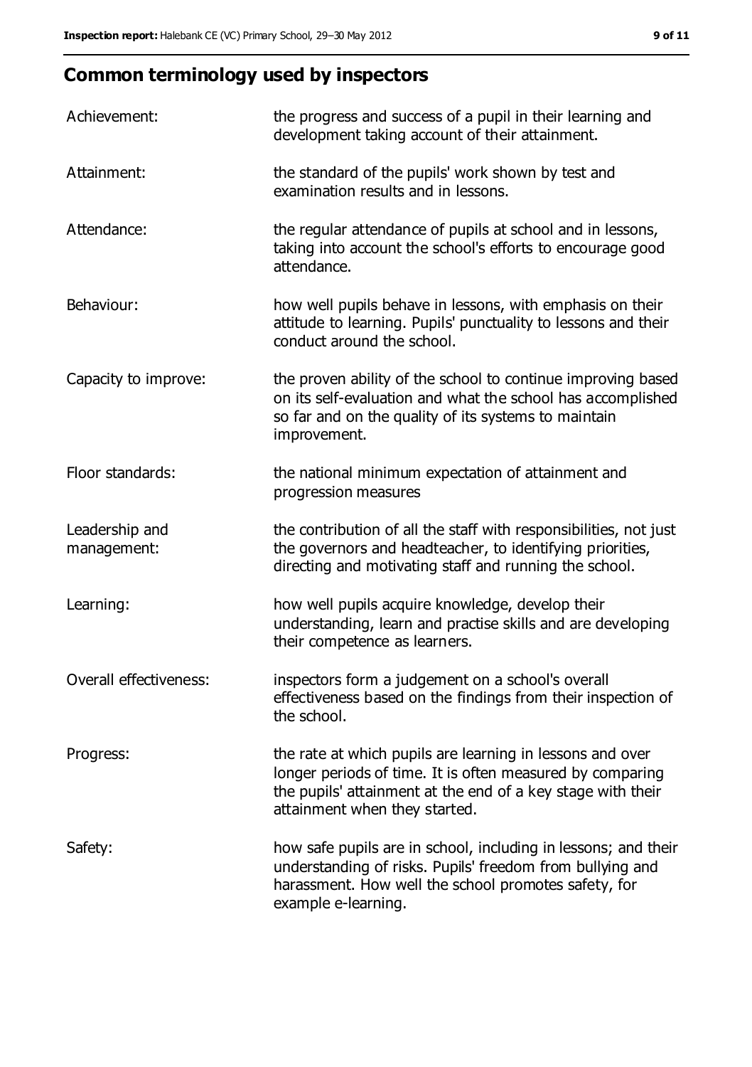## Common terminology used by inspectors

| | |
|---|---|
| Achievement: | the progress and success of a pupil in their learning and development taking account of their attainment. |
| Attainment: | the standard of the pupils' work shown by test and examination results and in lessons. |
| Attendance: | the regular attendance of pupils at school and in lessons, taking into account the school's efforts to encourage good attendance. |
| Behaviour: | how well pupils behave in lessons, with emphasis on their attitude to learning. Pupils' punctuality to lessons and their conduct around the school. |
| Capacity to improve: | the proven ability of the school to continue improving based on its self-evaluation and what the school has accomplished so far and on the quality of its systems to maintain improvement. |
| Floor standards: | the national minimum expectation of attainment and progression measures |
| Leadership and management: | the contribution of all the staff with responsibilities, not just the governors and headteacher, to identifying priorities, directing and motivating staff and running the school. |
| Learning: | how well pupils acquire knowledge, develop their understanding, learn and practise skills and are developing their competence as learners. |
| Overall effectiveness: | inspectors form a judgement on a school's overall effectiveness based on the findings from their inspection of the school. |
| Progress: | the rate at which pupils are learning in lessons and over longer periods of time. It is often measured by comparing the pupils' attainment at the end of a key stage with their attainment when they started. |
| Safety: | how safe pupils are in school, including in lessons; and their understanding of risks. Pupils' freedom from bullying and harassment. How well the school promotes safety, for example e-learning. |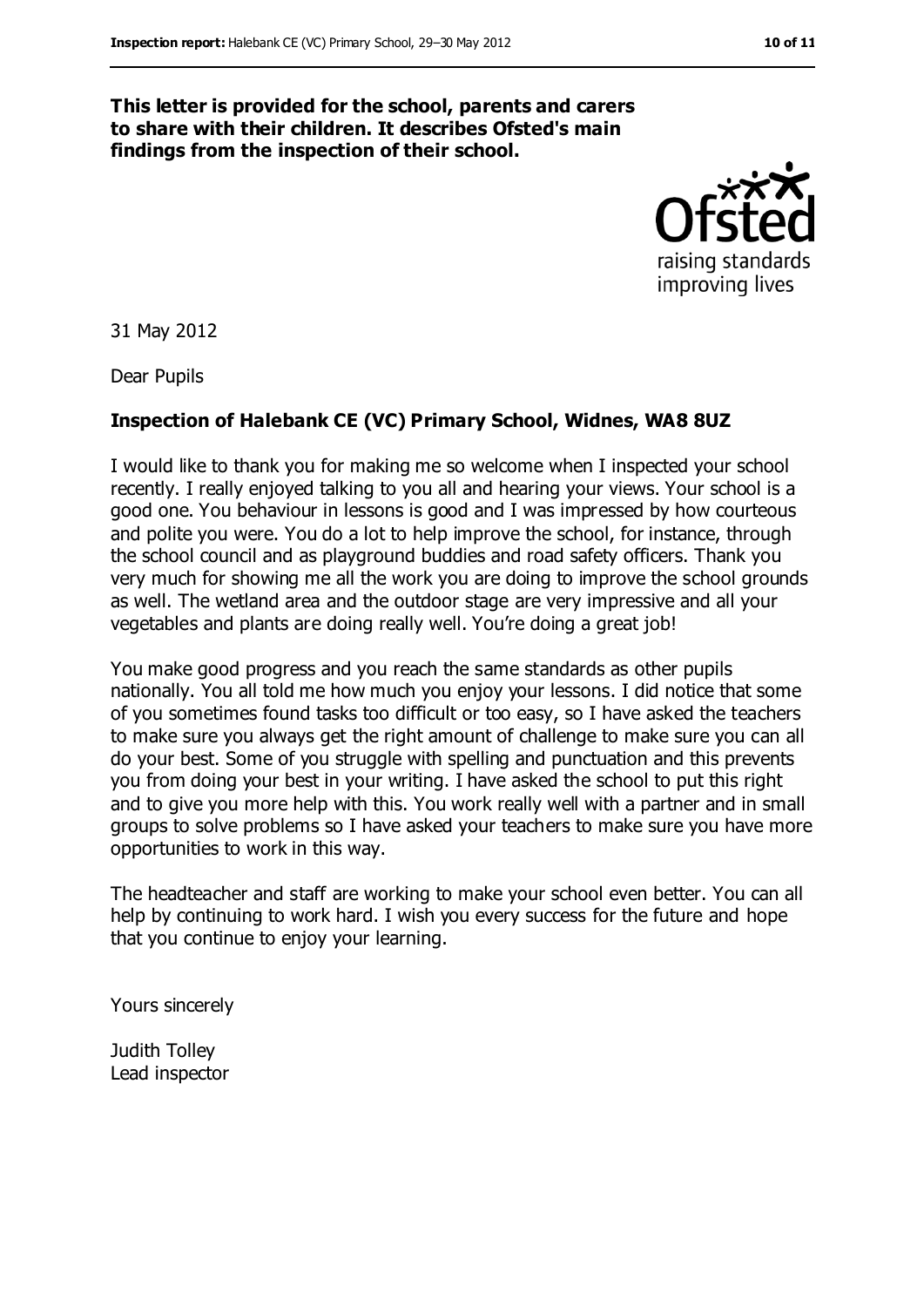**This letter is provided for the school, parents and carers to share with their children. It describes Ofsted's main findings from the inspection of their school.**

31 May 2012

Dear Pupils

**Inspection of Halebank CE (VC) Primary School, Widnes, WA8 8UZ**

I would like to thank you for making me so welcome when I inspected your school recently. I really enjoyed talking to you all and hearing your views. Your school is a good one. You behaviour in lessons is good and I was impressed by how courteous and polite you were. You do a lot to help improve the school, for instance, through the school council and as playground buddies and road safety officers. Thank you very much for showing me all the work you are doing to improve the school grounds as well. The wetland area and the outdoor stage are very impressive and all your vegetables and plants are doing really well. You're doing a great job!

You make good progress and you reach the same standards as other pupils nationally. You all told me how much you enjoy your lessons. I did notice that some of you sometimes found tasks too difficult or too easy, so I have asked the teachers to make sure you always get the right amount of challenge to make sure you can all do your best. Some of you struggle with spelling and punctuation and this prevents you from doing your best in your writing. I have asked the school to put this right and to give you more help with this. You work really well with a partner and in small groups to solve problems so I have asked your teachers to make sure you have more opportunities to work in this way.

The headteacher and staff are working to make your school even better. You can all help by continuing to work hard. I wish you every success for the future and hope that you continue to enjoy your learning.

Yours sincerely

Judith Tolley
Lead inspector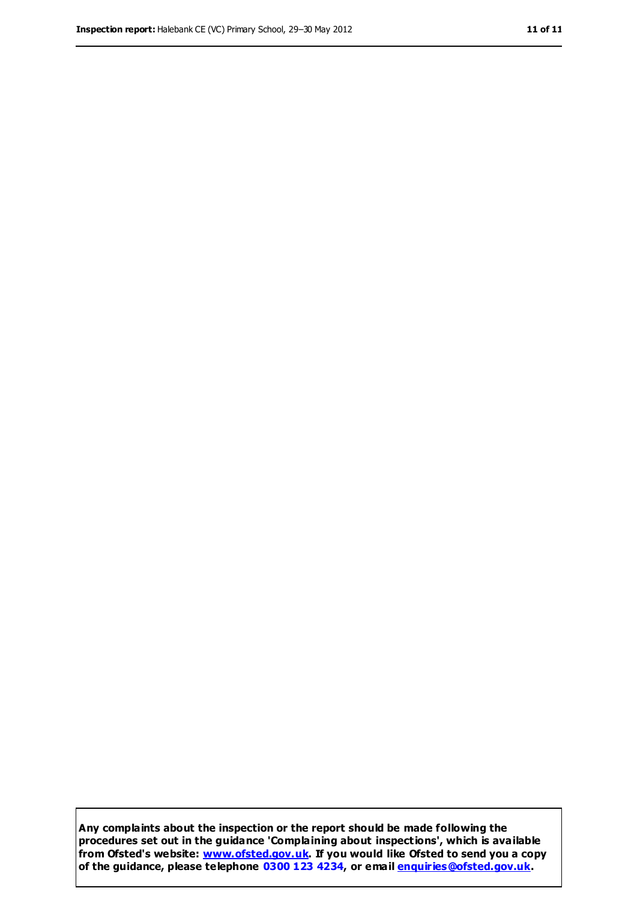**Any complaints about the inspection or the report should be made following the procedures set out in the guidance 'Complaining about inspections', which is available from Ofsted's website: [www.ofsted.gov.uk](http://www.ofsted.gov.uk). If you would like Ofsted to send you a copy of the guidance, please telephone 0300 123 4234, or email [enquiries@ofsted.gov.uk](mailto:enquiries@ofsted.gov.uk).**